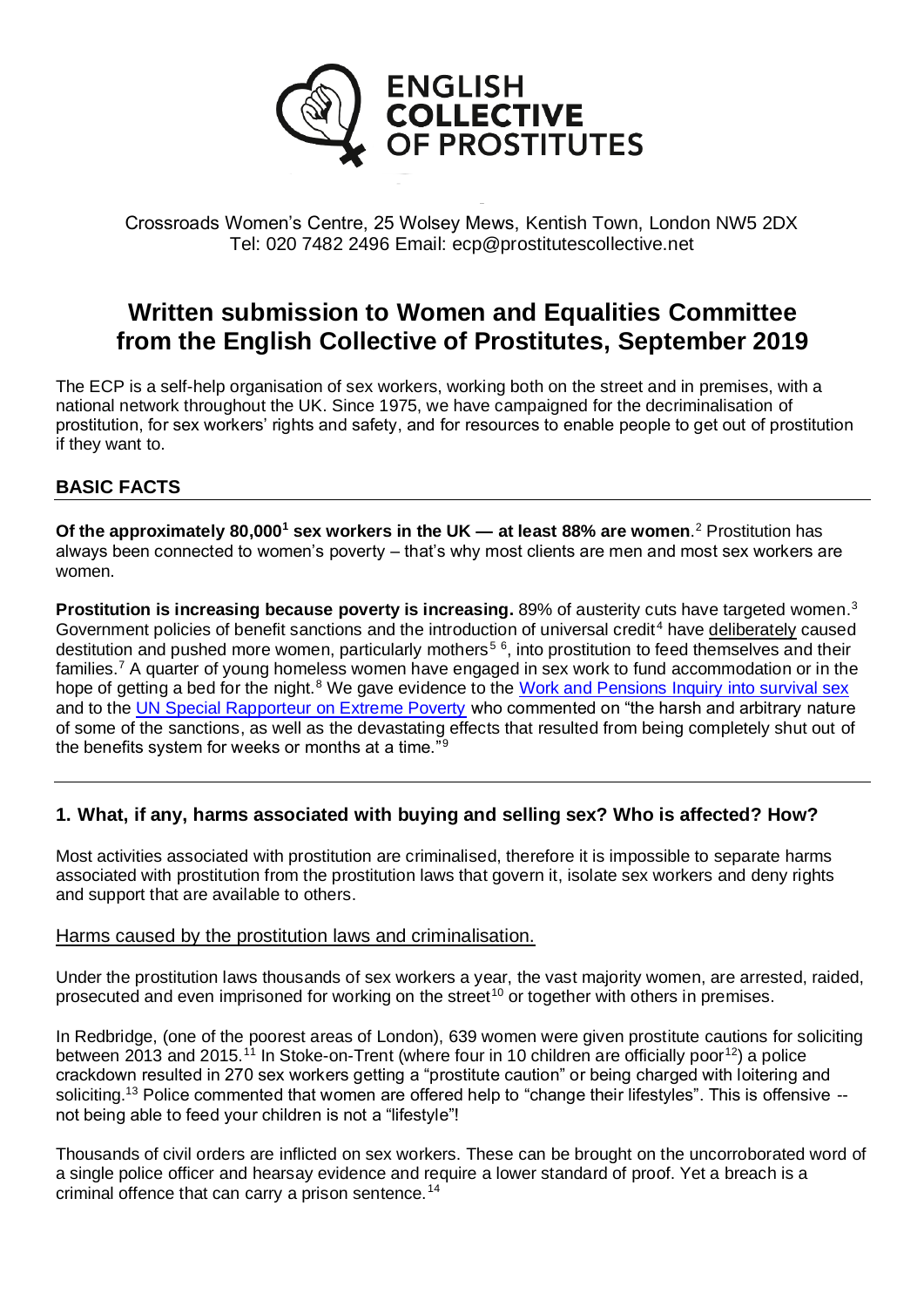# ENGLISH COLLECTIVE OF PROSTITUTES

Crossroads Women's Centre, 25 Wolsey Mews, Kentish Town, London NW5 2DX
Tel: 020 7482 2496 Email: ecp@prostitutescollective.net

# Written submission to Women and Equalities Committee from the English Collective of Prostitutes, September 2019

The ECP is a self-help organisation of sex workers, working both on the street and in premises, with a national network throughout the UK. Since 1975, we have campaigned for the decriminalisation of prostitution, for sex workers' rights and safety, and for resources to enable people to get out of prostitution if they want to.

## BASIC FACTS

**Of the approximately 80,000[1] sex workers in the UK — at least 88% are women**.[2] Prostitution has always been connected to women's poverty – that's why most clients are men and most sex workers are women.

**Prostitution is increasing because poverty is increasing.** 89% of austerity cuts have targeted women.[3] Government policies of benefit sanctions and the introduction of universal credit[4] have deliberately caused destitution and pushed more women, particularly mothers[5] [6], into prostitution to feed themselves and their families.[7] A quarter of young homeless women have engaged in sex work to fund accommodation or in the hope of getting a bed for the night.[8] We gave evidence to the [Work and Pensions Inquiry into survival sex] and to the [UN Special Rapporteur on Extreme Poverty] who commented on "the harsh and arbitrary nature of some of the sanctions, as well as the devastating effects that resulted from being completely shut out of the benefits system for weeks or months at a time."[9]

## 1. What, if any, harms associated with buying and selling sex? Who is affected? How?

Most activities associated with prostitution are criminalised, therefore it is impossible to separate harms associated with prostitution from the prostitution laws that govern it, isolate sex workers and deny rights and support that are available to others.

### Harms caused by the prostitution laws and criminalisation.

Under the prostitution laws thousands of sex workers a year, the vast majority women, are arrested, raided, prosecuted and even imprisoned for working on the street[10] or together with others in premises.

In Redbridge, (one of the poorest areas of London), 639 women were given prostitute cautions for soliciting between 2013 and 2015.[11] In Stoke-on-Trent (where four in 10 children are officially poor[12]) a police crackdown resulted in 270 sex workers getting a "prostitute caution" or being charged with loitering and soliciting.[13] Police commented that women are offered help to "change their lifestyles". This is offensive -- not being able to feed your children is not a "lifestyle"!

Thousands of civil orders are inflicted on sex workers. These can be brought on the uncorroborated word of a single police officer and hearsay evidence and require a lower standard of proof. Yet a breach is a criminal offence that can carry a prison sentence.[14]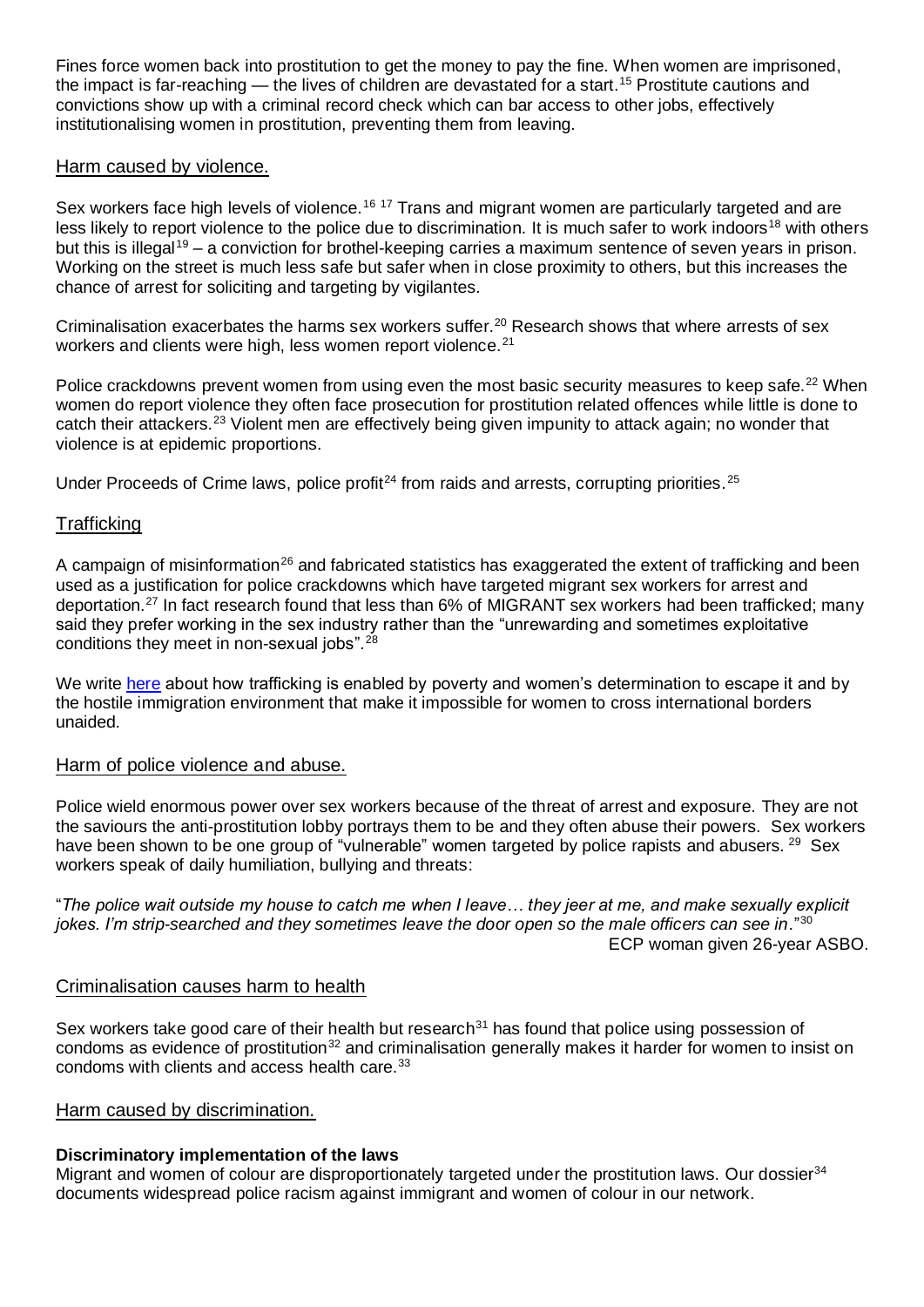Fines force women back into prostitution to get the money to pay the fine. When women are imprisoned, the impact is far-reaching — the lives of children are devastated for a start.[15] Prostitute cautions and convictions show up with a criminal record check which can bar access to other jobs, effectively institutionalising women in prostitution, preventing them from leaving.

## Harm caused by violence.

Sex workers face high levels of violence.[16] [17] Trans and migrant women are particularly targeted and are less likely to report violence to the police due to discrimination. It is much safer to work indoors[18] with others but this is illegal[19] – a conviction for brothel-keeping carries a maximum sentence of seven years in prison. Working on the street is much less safe but safer when in close proximity to others, but this increases the chance of arrest for soliciting and targeting by vigilantes.

Criminalisation exacerbates the harms sex workers suffer.[20] Research shows that where arrests of sex workers and clients were high, less women report violence.[21]

Police crackdowns prevent women from using even the most basic security measures to keep safe.[22] When women do report violence they often face prosecution for prostitution related offences while little is done to catch their attackers.[23] Violent men are effectively being given impunity to attack again; no wonder that violence is at epidemic proportions.

Under Proceeds of Crime laws, police profit[24] from raids and arrests, corrupting priorities.[25]

## Trafficking

A campaign of misinformation[26] and fabricated statistics has exaggerated the extent of trafficking and been used as a justification for police crackdowns which have targeted migrant sex workers for arrest and deportation.[27] In fact research found that less than 6% of MIGRANT sex workers had been trafficked; many said they prefer working in the sex industry rather than the "unrewarding and sometimes exploitative conditions they meet in non-sexual jobs".[28]

We write here about how trafficking is enabled by poverty and women's determination to escape it and by the hostile immigration environment that make it impossible for women to cross international borders unaided.

## Harm of police violence and abuse.

Police wield enormous power over sex workers because of the threat of arrest and exposure. They are not the saviours the anti-prostitution lobby portrays them to be and they often abuse their powers. Sex workers have been shown to be one group of "vulnerable" women targeted by police rapists and abusers.[29] Sex workers speak of daily humiliation, bullying and threats:

"*The police wait outside my house to catch me when I leave… they jeer at me, and make sexually explicit jokes. I'm strip-searched and they sometimes leave the door open so the male officers can see in*."[30]

ECP woman given 26-year ASBO.

## Criminalisation causes harm to health

Sex workers take good care of their health but research[31] has found that police using possession of condoms as evidence of prostitution[32] and criminalisation generally makes it harder for women to insist on condoms with clients and access health care.[33]

## Harm caused by discrimination.

**Discriminatory implementation of the laws**

Migrant and women of colour are disproportionately targeted under the prostitution laws. Our dossier[34] documents widespread police racism against immigrant and women of colour in our network.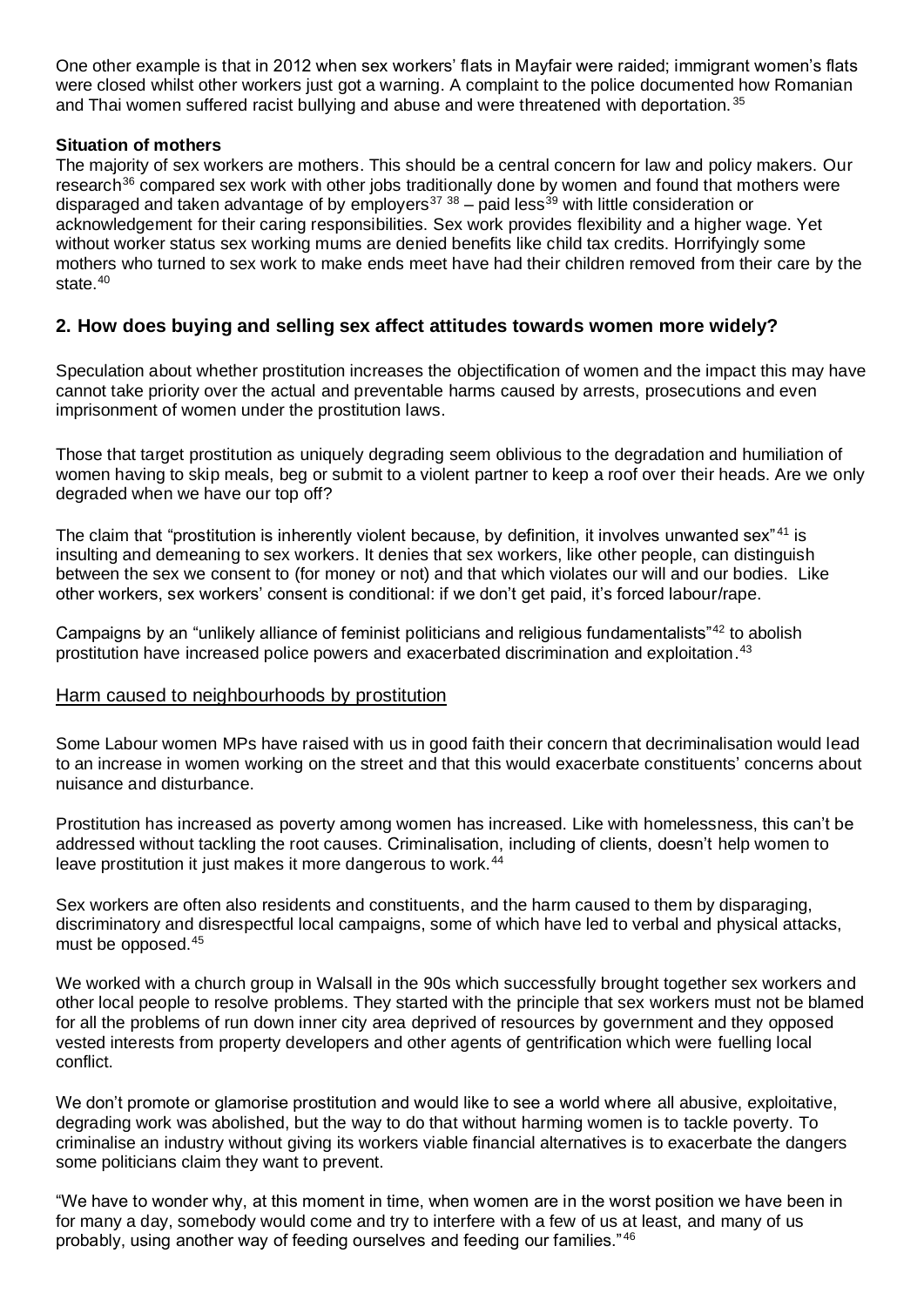One other example is that in 2012 when sex workers' flats in Mayfair were raided; immigrant women's flats were closed whilst other workers just got a warning. A complaint to the police documented how Romanian and Thai women suffered racist bullying and abuse and were threatened with deportation.[35]

**Situation of mothers**

The majority of sex workers are mothers. This should be a central concern for law and policy makers. Our research[36] compared sex work with other jobs traditionally done by women and found that mothers were disparaged and taken advantage of by employers[37] [38] – paid less[39] with little consideration or acknowledgement for their caring responsibilities. Sex work provides flexibility and a higher wage. Yet without worker status sex working mums are denied benefits like child tax credits. Horrifyingly some mothers who turned to sex work to make ends meet have had their children removed from their care by the state.[40]

## 2. How does buying and selling sex affect attitudes towards women more widely?

Speculation about whether prostitution increases the objectification of women and the impact this may have cannot take priority over the actual and preventable harms caused by arrests, prosecutions and even imprisonment of women under the prostitution laws.

Those that target prostitution as uniquely degrading seem oblivious to the degradation and humiliation of women having to skip meals, beg or submit to a violent partner to keep a roof over their heads. Are we only degraded when we have our top off?

The claim that "prostitution is inherently violent because, by definition, it involves unwanted sex"[41] is insulting and demeaning to sex workers. It denies that sex workers, like other people, can distinguish between the sex we consent to (for money or not) and that which violates our will and our bodies. Like other workers, sex workers' consent is conditional: if we don't get paid, it's forced labour/rape.

Campaigns by an "unlikely alliance of feminist politicians and religious fundamentalists"[42] to abolish prostitution have increased police powers and exacerbated discrimination and exploitation.[43]

<u>Harm caused to neighbourhoods by prostitution</u>

Some Labour women MPs have raised with us in good faith their concern that decriminalisation would lead to an increase in women working on the street and that this would exacerbate constituents' concerns about nuisance and disturbance.

Prostitution has increased as poverty among women has increased. Like with homelessness, this can't be addressed without tackling the root causes. Criminalisation, including of clients, doesn't help women to leave prostitution it just makes it more dangerous to work.[44]

Sex workers are often also residents and constituents, and the harm caused to them by disparaging, discriminatory and disrespectful local campaigns, some of which have led to verbal and physical attacks, must be opposed.[45]

We worked with a church group in Walsall in the 90s which successfully brought together sex workers and other local people to resolve problems. They started with the principle that sex workers must not be blamed for all the problems of run down inner city area deprived of resources by government and they opposed vested interests from property developers and other agents of gentrification which were fuelling local conflict.

We don't promote or glamorise prostitution and would like to see a world where all abusive, exploitative, degrading work was abolished, but the way to do that without harming women is to tackle poverty. To criminalise an industry without giving its workers viable financial alternatives is to exacerbate the dangers some politicians claim they want to prevent.

"We have to wonder why, at this moment in time, when women are in the worst position we have been in for many a day, somebody would come and try to interfere with a few of us at least, and many of us probably, using another way of feeding ourselves and feeding our families."[46]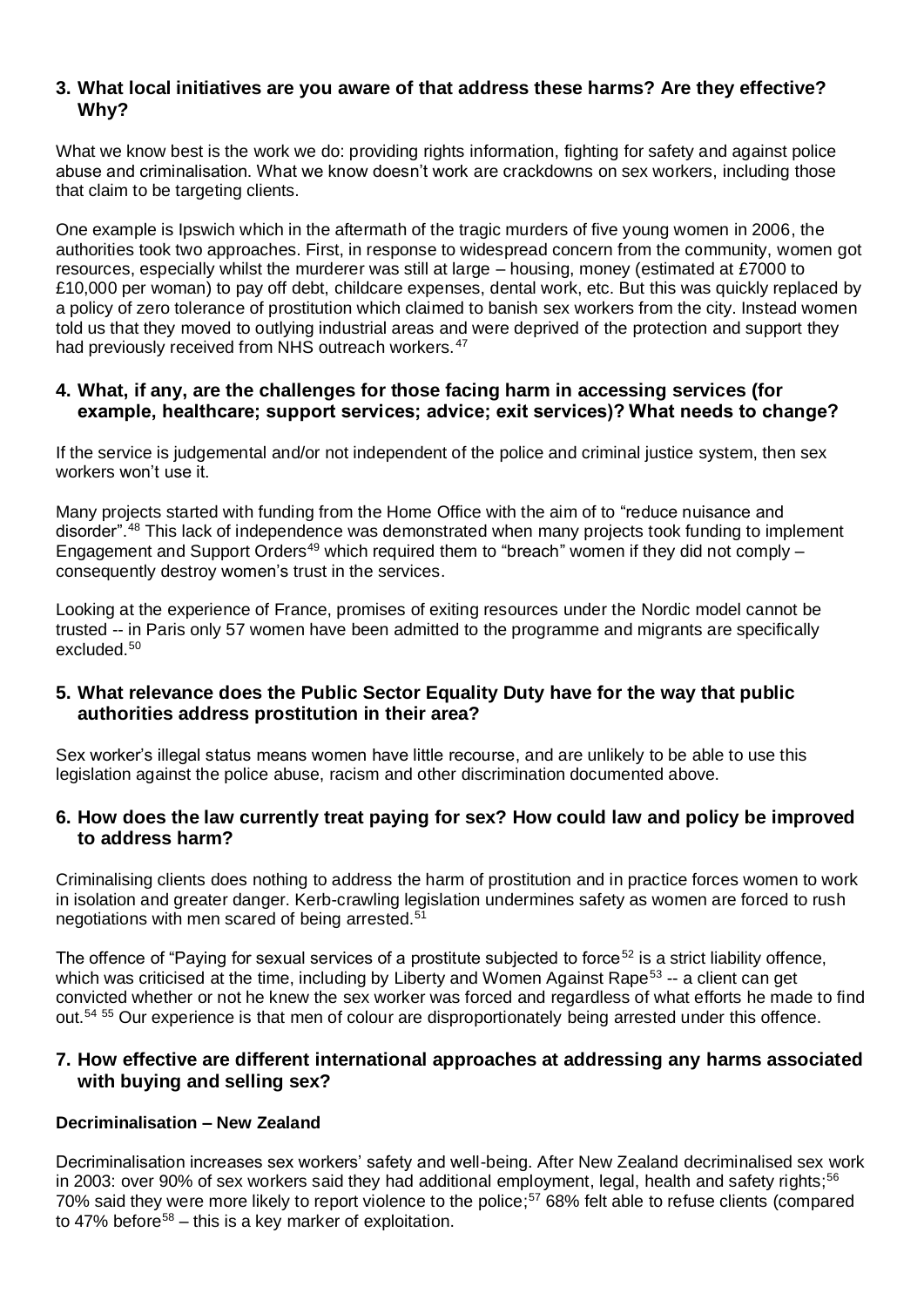### 3. What local initiatives are you aware of that address these harms? Are they effective? Why?

What we know best is the work we do: providing rights information, fighting for safety and against police abuse and criminalisation. What we know doesn't work are crackdowns on sex workers, including those that claim to be targeting clients.

One example is Ipswich which in the aftermath of the tragic murders of five young women in 2006, the authorities took two approaches. First, in response to widespread concern from the community, women got resources, especially whilst the murderer was still at large – housing, money (estimated at £7000 to £10,000 per woman) to pay off debt, childcare expenses, dental work, etc. But this was quickly replaced by a policy of zero tolerance of prostitution which claimed to banish sex workers from the city. Instead women told us that they moved to outlying industrial areas and were deprived of the protection and support they had previously received from NHS outreach workers.[47]

### 4. What, if any, are the challenges for those facing harm in accessing services (for example, healthcare; support services; advice; exit services)? What needs to change?

If the service is judgemental and/or not independent of the police and criminal justice system, then sex workers won't use it.

Many projects started with funding from the Home Office with the aim of to "reduce nuisance and disorder".[48] This lack of independence was demonstrated when many projects took funding to implement Engagement and Support Orders[49] which required them to "breach" women if they did not comply – consequently destroy women's trust in the services.

Looking at the experience of France, promises of exiting resources under the Nordic model cannot be trusted -- in Paris only 57 women have been admitted to the programme and migrants are specifically excluded.[50]

### 5. What relevance does the Public Sector Equality Duty have for the way that public authorities address prostitution in their area?

Sex worker's illegal status means women have little recourse, and are unlikely to be able to use this legislation against the police abuse, racism and other discrimination documented above.

### 6. How does the law currently treat paying for sex? How could law and policy be improved to address harm?

Criminalising clients does nothing to address the harm of prostitution and in practice forces women to work in isolation and greater danger. Kerb-crawling legislation undermines safety as women are forced to rush negotiations with men scared of being arrested.[51]

The offence of "Paying for sexual services of a prostitute subjected to force[52] is a strict liability offence, which was criticised at the time, including by Liberty and Women Against Rape[53] -- a client can get convicted whether or not he knew the sex worker was forced and regardless of what efforts he made to find out.[54] [55] Our experience is that men of colour are disproportionately being arrested under this offence.

### 7. How effective are different international approaches at addressing any harms associated with buying and selling sex?

**Decriminalisation – New Zealand**

Decriminalisation increases sex workers' safety and well-being. After New Zealand decriminalised sex work in 2003: over 90% of sex workers said they had additional employment, legal, health and safety rights;[56] 70% said they were more likely to report violence to the police;[57] 68% felt able to refuse clients (compared to 47% before[58] – this is a key marker of exploitation.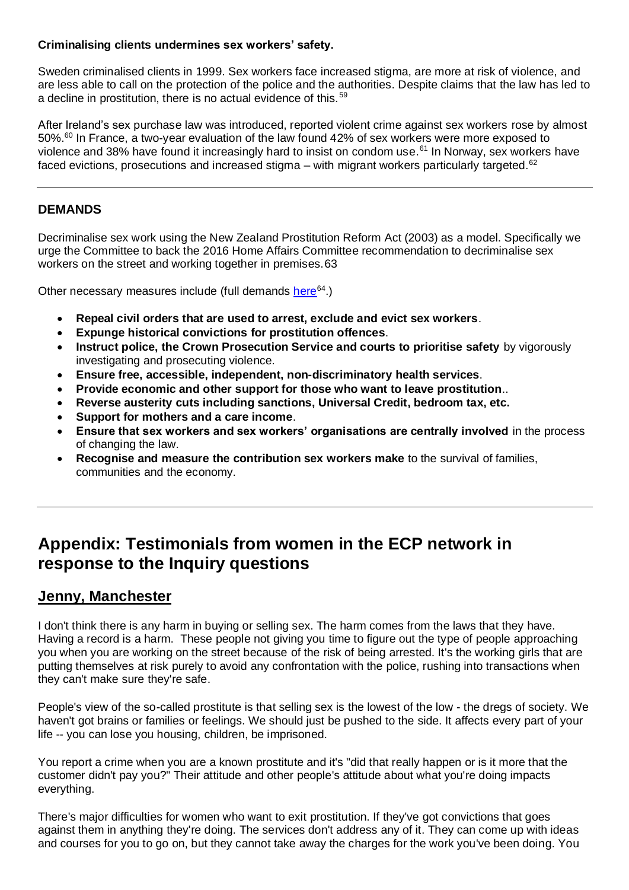**Criminalising clients undermines sex workers' safety.**

Sweden criminalised clients in 1999. Sex workers face increased stigma, are more at risk of violence, and are less able to call on the protection of the police and the authorities. Despite claims that the law has led to a decline in prostitution, there is no actual evidence of this.[59]

After Ireland's sex purchase law was introduced, reported violent crime against sex workers rose by almost 50%.[60] In France, a two-year evaluation of the law found 42% of sex workers were more exposed to violence and 38% have found it increasingly hard to insist on condom use.[61] In Norway, sex workers have faced evictions, prosecutions and increased stigma – with migrant workers particularly targeted.[62]

---

### DEMANDS

Decriminalise sex work using the New Zealand Prostitution Reform Act (2003) as a model. Specifically we urge the Committee to back the 2016 Home Affairs Committee recommendation to decriminalise sex workers on the street and working together in premises.63

Other necessary measures include (full demands here[64].)

- **Repeal civil orders that are used to arrest, exclude and evict sex workers**.
- **Expunge historical convictions for prostitution offences**.
- **Instruct police, the Crown Prosecution Service and courts to prioritise safety** by vigorously investigating and prosecuting violence.
- **Ensure free, accessible, independent, non-discriminatory health services**.
- **Provide economic and other support for those who want to leave prostitution**..
- **Reverse austerity cuts including sanctions, Universal Credit, bedroom tax, etc.**
- **Support for mothers and a care income**.
- **Ensure that sex workers and sex workers' organisations are centrally involved** in the process of changing the law.
- **Recognise and measure the contribution sex workers make** to the survival of families, communities and the economy.

---

# Appendix: Testimonials from women in the ECP network in response to the Inquiry questions

## Jenny, Manchester

I don't think there is any harm in buying or selling sex. The harm comes from the laws that they have. Having a record is a harm. These people not giving you time to figure out the type of people approaching you when you are working on the street because of the risk of being arrested. It's the working girls that are putting themselves at risk purely to avoid any confrontation with the police, rushing into transactions when they can't make sure they're safe.

People's view of the so-called prostitute is that selling sex is the lowest of the low - the dregs of society. We haven't got brains or families or feelings. We should just be pushed to the side. It affects every part of your life -- you can lose you housing, children, be imprisoned.

You report a crime when you are a known prostitute and it's "did that really happen or is it more that the customer didn't pay you?" Their attitude and other people's attitude about what you're doing impacts everything.

There's major difficulties for women who want to exit prostitution. If they've got convictions that goes against them in anything they're doing. The services don't address any of it. They can come up with ideas and courses for you to go on, but they cannot take away the charges for the work you've been doing. You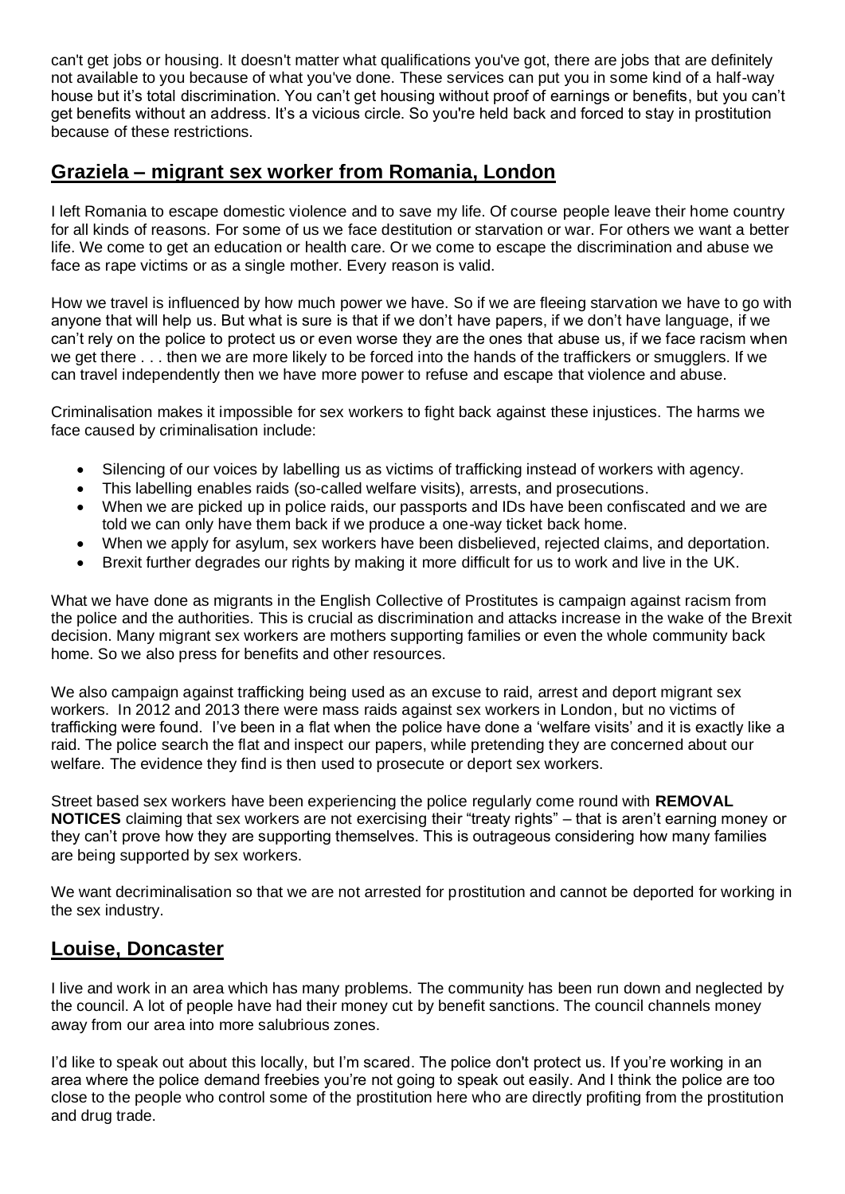can't get jobs or housing. It doesn't matter what qualifications you've got, there are jobs that are definitely not available to you because of what you've done. These services can put you in some kind of a half-way house but it's total discrimination. You can't get housing without proof of earnings or benefits, but you can't get benefits without an address. It's a vicious circle. So you're held back and forced to stay in prostitution because of these restrictions.

## Graziela – migrant sex worker from Romania, London

I left Romania to escape domestic violence and to save my life. Of course people leave their home country for all kinds of reasons. For some of us we face destitution or starvation or war. For others we want a better life. We come to get an education or health care. Or we come to escape the discrimination and abuse we face as rape victims or as a single mother. Every reason is valid.

How we travel is influenced by how much power we have. So if we are fleeing starvation we have to go with anyone that will help us. But what is sure is that if we don't have papers, if we don't have language, if we can't rely on the police to protect us or even worse they are the ones that abuse us, if we face racism when we get there . . . then we are more likely to be forced into the hands of the traffickers or smugglers. If we can travel independently then we have more power to refuse and escape that violence and abuse.

Criminalisation makes it impossible for sex workers to fight back against these injustices. The harms we face caused by criminalisation include:

- Silencing of our voices by labelling us as victims of trafficking instead of workers with agency.
- This labelling enables raids (so-called welfare visits), arrests, and prosecutions.
- When we are picked up in police raids, our passports and IDs have been confiscated and we are told we can only have them back if we produce a one-way ticket back home.
- When we apply for asylum, sex workers have been disbelieved, rejected claims, and deportation.
- Brexit further degrades our rights by making it more difficult for us to work and live in the UK.

What we have done as migrants in the English Collective of Prostitutes is campaign against racism from the police and the authorities. This is crucial as discrimination and attacks increase in the wake of the Brexit decision. Many migrant sex workers are mothers supporting families or even the whole community back home. So we also press for benefits and other resources.

We also campaign against trafficking being used as an excuse to raid, arrest and deport migrant sex workers. In 2012 and 2013 there were mass raids against sex workers in London, but no victims of trafficking were found. I've been in a flat when the police have done a 'welfare visits' and it is exactly like a raid. The police search the flat and inspect our papers, while pretending they are concerned about our welfare. The evidence they find is then used to prosecute or deport sex workers.

Street based sex workers have been experiencing the police regularly come round with **REMOVAL NOTICES** claiming that sex workers are not exercising their "treaty rights" – that is aren't earning money or they can't prove how they are supporting themselves. This is outrageous considering how many families are being supported by sex workers.

We want decriminalisation so that we are not arrested for prostitution and cannot be deported for working in the sex industry.

## Louise, Doncaster

I live and work in an area which has many problems. The community has been run down and neglected by the council. A lot of people have had their money cut by benefit sanctions. The council channels money away from our area into more salubrious zones.

I'd like to speak out about this locally, but I'm scared. The police don't protect us. If you're working in an area where the police demand freebies you're not going to speak out easily. And I think the police are too close to the people who control some of the prostitution here who are directly profiting from the prostitution and drug trade.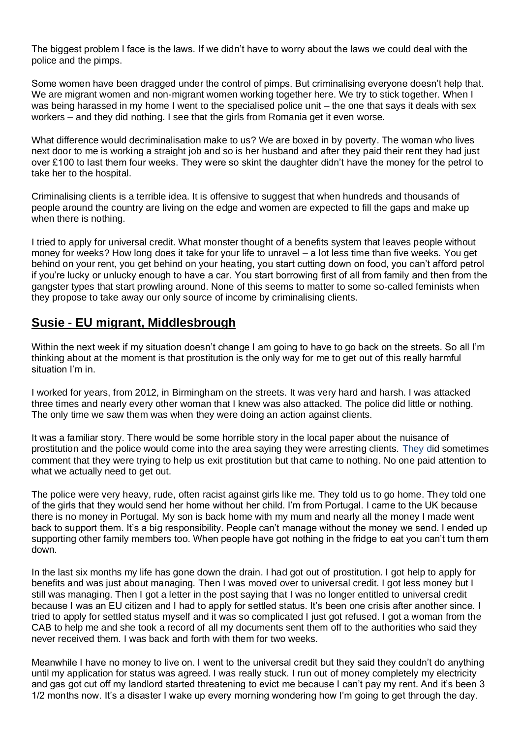The biggest problem I face is the laws. If we didn't have to worry about the laws we could deal with the police and the pimps.

Some women have been dragged under the control of pimps. But criminalising everyone doesn't help that. We are migrant women and non-migrant women working together here. We try to stick together. When I was being harassed in my home I went to the specialised police unit – the one that says it deals with sex workers – and they did nothing. I see that the girls from Romania get it even worse.

What difference would decriminalisation make to us? We are boxed in by poverty. The woman who lives next door to me is working a straight job and so is her husband and after they paid their rent they had just over £100 to last them four weeks. They were so skint the daughter didn't have the money for the petrol to take her to the hospital.

Criminalising clients is a terrible idea. It is offensive to suggest that when hundreds and thousands of people around the country are living on the edge and women are expected to fill the gaps and make up when there is nothing.

I tried to apply for universal credit. What monster thought of a benefits system that leaves people without money for weeks? How long does it take for your life to unravel – a lot less time than five weeks. You get behind on your rent, you get behind on your heating, you start cutting down on food, you can't afford petrol if you're lucky or unlucky enough to have a car. You start borrowing first of all from family and then from the gangster types that start prowling around. None of this seems to matter to some so-called feminists when they propose to take away our only source of income by criminalising clients.

## Susie - EU migrant, Middlesbrough

Within the next week if my situation doesn't change I am going to have to go back on the streets. So all I'm thinking about at the moment is that prostitution is the only way for me to get out of this really harmful situation I'm in.

I worked for years, from 2012, in Birmingham on the streets. It was very hard and harsh. I was attacked three times and nearly every other woman that I knew was also attacked. The police did little or nothing. The only time we saw them was when they were doing an action against clients.

It was a familiar story. There would be some horrible story in the local paper about the nuisance of prostitution and the police would come into the area saying they were arresting clients. They did sometimes comment that they were trying to help us exit prostitution but that came to nothing. No one paid attention to what we actually need to get out.

The police were very heavy, rude, often racist against girls like me. They told us to go home. They told one of the girls that they would send her home without her child. I'm from Portugal. I came to the UK because there is no money in Portugal. My son is back home with my mum and nearly all the money I made went back to support them. It's a big responsibility. People can't manage without the money we send. I ended up supporting other family members too. When people have got nothing in the fridge to eat you can't turn them down.

In the last six months my life has gone down the drain. I had got out of prostitution. I got help to apply for benefits and was just about managing. Then I was moved over to universal credit. I got less money but I still was managing. Then I got a letter in the post saying that I was no longer entitled to universal credit because I was an EU citizen and I had to apply for settled status. It's been one crisis after another since. I tried to apply for settled status myself and it was so complicated I just got refused. I got a woman from the CAB to help me and she took a record of all my documents sent them off to the authorities who said they never received them. I was back and forth with them for two weeks.

Meanwhile I have no money to live on. I went to the universal credit but they said they couldn't do anything until my application for status was agreed. I was really stuck. I run out of money completely my electricity and gas got cut off my landlord started threatening to evict me because I can't pay my rent. And it's been 3 1/2 months now. It's a disaster I wake up every morning wondering how I'm going to get through the day.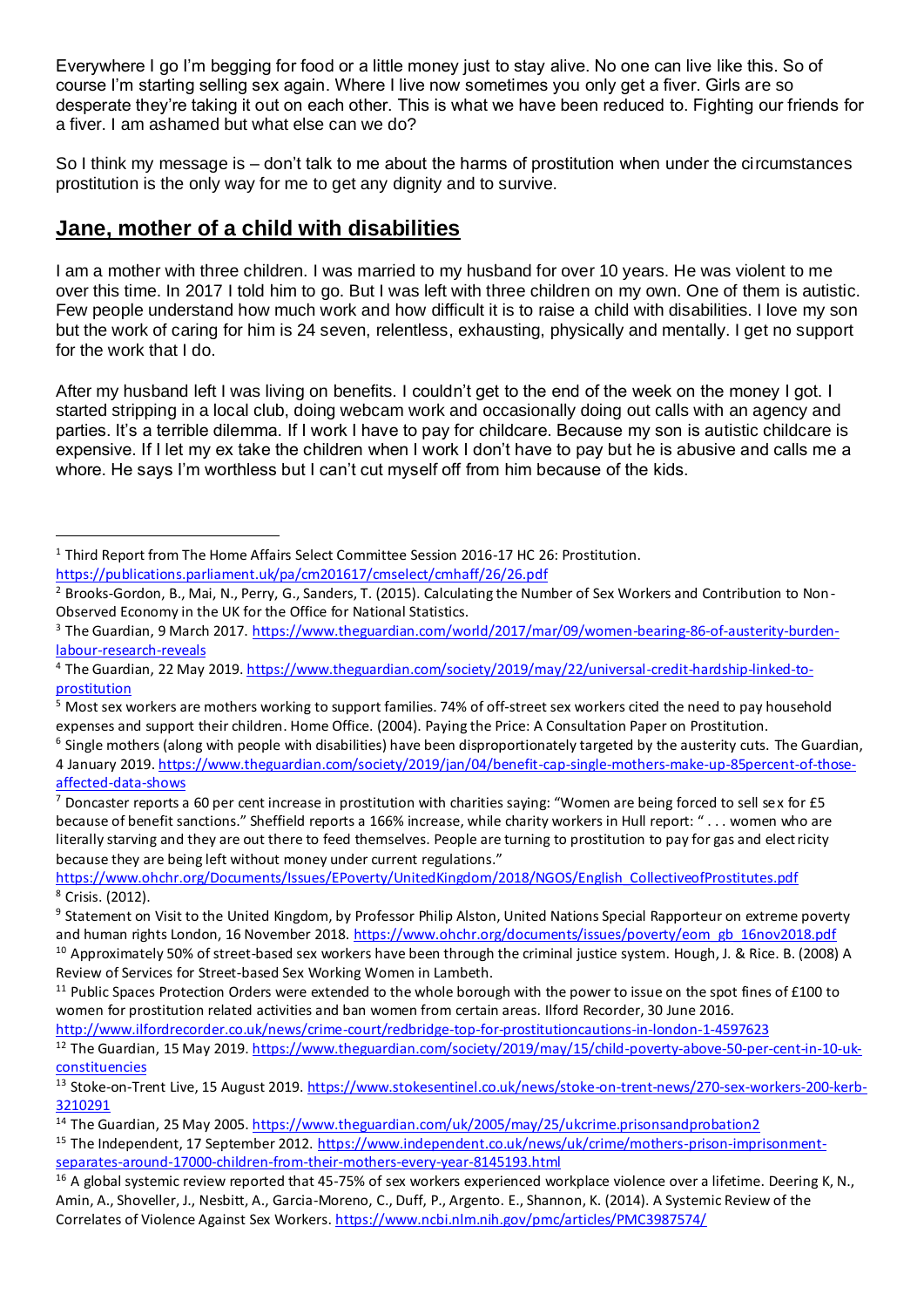Everywhere I go I'm begging for food or a little money just to stay alive. No one can live like this. So of course I'm starting selling sex again. Where I live now sometimes you only get a fiver. Girls are so desperate they're taking it out on each other. This is what we have been reduced to. Fighting our friends for a fiver. I am ashamed but what else can we do?

So I think my message is – don't talk to me about the harms of prostitution when under the circumstances prostitution is the only way for me to get any dignity and to survive.

## **Jane, mother of a child with disabilities**

I am a mother with three children. I was married to my husband for over 10 years. He was violent to me over this time. In 2017 I told him to go. But I was left with three children on my own. One of them is autistic. Few people understand how much work and how difficult it is to raise a child with disabilities. I love my son but the work of caring for him is 24 seven, relentless, exhausting, physically and mentally. I get no support for the work that I do.

After my husband left I was living on benefits. I couldn't get to the end of the week on the money I got. I started stripping in a local club, doing webcam work and occasionally doing out calls with an agency and parties. It's a terrible dilemma. If I work I have to pay for childcare. Because my son is autistic childcare is expensive. If I let my ex take the children when I work I don't have to pay but he is abusive and calls me a whore. He says I'm worthless but I can't cut myself off from him because of the kids.

---

[1] Third Report from The Home Affairs Select Committee Session 2016-17 HC 26: Prostitution. https://publications.parliament.uk/pa/cm201617/cmselect/cmhaff/26/26.pdf

[2] Brooks-Gordon, B., Mai, N., Perry, G., Sanders, T. (2015). Calculating the Number of Sex Workers and Contribution to Non-Observed Economy in the UK for the Office for National Statistics.

[3] The Guardian, 9 March 2017. https://www.theguardian.com/world/2017/mar/09/women-bearing-86-of-austerity-burden-labour-research-reveals

[4] The Guardian, 22 May 2019. https://www.theguardian.com/society/2019/may/22/universal-credit-hardship-linked-to-prostitution

[5] Most sex workers are mothers working to support families. 74% of off-street sex workers cited the need to pay household expenses and support their children. Home Office. (2004). Paying the Price: A Consultation Paper on Prostitution.

[6] Single mothers (along with people with disabilities) have been disproportionately targeted by the austerity cuts. The Guardian, 4 January 2019. https://www.theguardian.com/society/2019/jan/04/benefit-cap-single-mothers-make-up-85percent-of-those-affected-data-shows

[7] Doncaster reports a 60 per cent increase in prostitution with charities saying: "Women are being forced to sell sex for £5 because of benefit sanctions." Sheffield reports a 166% increase, while charity workers in Hull report: " . . . women who are literally starving and they are out there to feed themselves. People are turning to prostitution to pay for gas and electricity because they are being left without money under current regulations." https://www.ohchr.org/Documents/Issues/EPoverty/UnitedKingdom/2018/NGOS/English_CollectiveofProstitutes.pdf

[8] Crisis. (2012).

[9] Statement on Visit to the United Kingdom, by Professor Philip Alston, United Nations Special Rapporteur on extreme poverty and human rights London, 16 November 2018. https://www.ohchr.org/documents/issues/poverty/eom_gb_16nov2018.pdf

[10] Approximately 50% of street-based sex workers have been through the criminal justice system. Hough, J. & Rice. B. (2008) A Review of Services for Street-based Sex Working Women in Lambeth.

[11] Public Spaces Protection Orders were extended to the whole borough with the power to issue on the spot fines of £100 to women for prostitution related activities and ban women from certain areas. Ilford Recorder, 30 June 2016. http://www.ilfordrecorder.co.uk/news/crime-court/redbridge-top-for-prostitutioncautions-in-london-1-4597623

[12] The Guardian, 15 May 2019. https://www.theguardian.com/society/2019/may/15/child-poverty-above-50-per-cent-in-10-uk-constituencies

[13] Stoke-on-Trent Live, 15 August 2019. https://www.stokesentinel.co.uk/news/stoke-on-trent-news/270-sex-workers-200-kerb-3210291

[14] The Guardian, 25 May 2005. https://www.theguardian.com/uk/2005/may/25/ukcrime.prisonsandprobation2

[15] The Independent, 17 September 2012. https://www.independent.co.uk/news/uk/crime/mothers-prison-imprisonment-separates-around-17000-children-from-their-mothers-every-year-8145193.html

[16] A global systemic review reported that 45-75% of sex workers experienced workplace violence over a lifetime. Deering K, N., Amin, A., Shoveller, J., Nesbitt, A., Garcia-Moreno, C., Duff, P., Argento. E., Shannon, K. (2014). A Systemic Review of the Correlates of Violence Against Sex Workers. https://www.ncbi.nlm.nih.gov/pmc/articles/PMC3987574/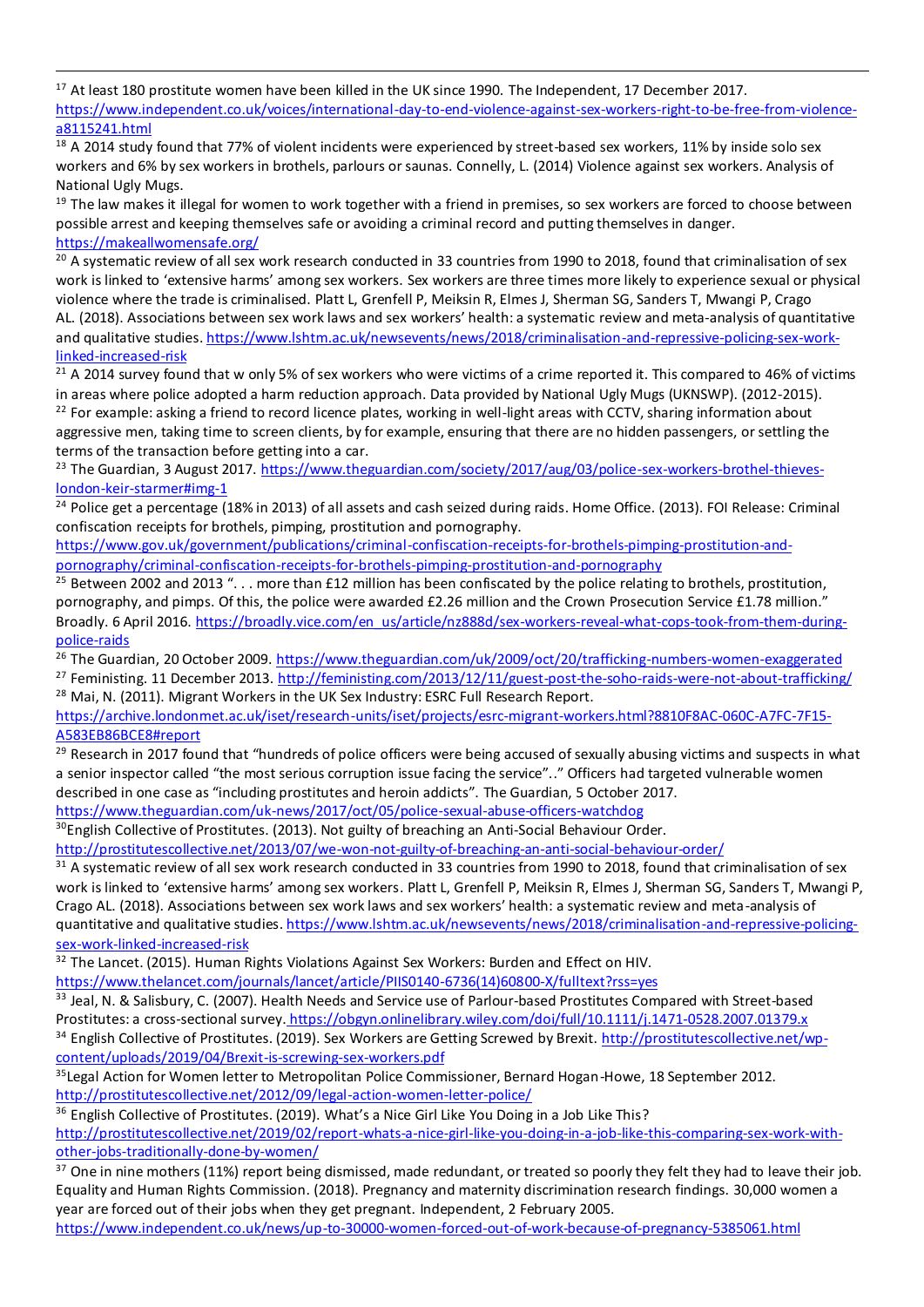[17] At least 180 prostitute women have been killed in the UK since 1990. The Independent, 17 December 2017. https://www.independent.co.uk/voices/international-day-to-end-violence-against-sex-workers-right-to-be-free-from-violence-a8115241.html

[18] A 2014 study found that 77% of violent incidents were experienced by street-based sex workers, 11% by inside solo sex workers and 6% by sex workers in brothels, parlours or saunas. Connelly, L. (2014) Violence against sex workers. Analysis of National Ugly Mugs.

[19] The law makes it illegal for women to work together with a friend in premises, so sex workers are forced to choose between possible arrest and keeping themselves safe or avoiding a criminal record and putting themselves in danger. https://makeallwomensafe.org/

[20] A systematic review of all sex work research conducted in 33 countries from 1990 to 2018, found that criminalisation of sex work is linked to 'extensive harms' among sex workers. Sex workers are three times more likely to experience sexual or physical violence where the trade is criminalised. Platt L, Grenfell P, Meiksin R, Elmes J, Sherman SG, Sanders T, Mwangi P, Crago AL. (2018). Associations between sex work laws and sex workers' health: a systematic review and meta-analysis of quantitative and qualitative studies. https://www.lshtm.ac.uk/newsevents/news/2018/criminalisation-and-repressive-policing-sex-work-linked-increased-risk

[21] A 2014 survey found that w only 5% of sex workers who were victims of a crime reported it. This compared to 46% of victims in areas where police adopted a harm reduction approach. Data provided by National Ugly Mugs (UKNSWP). (2012-2015).

[22] For example: asking a friend to record licence plates, working in well-light areas with CCTV, sharing information about aggressive men, taking time to screen clients, by for example, ensuring that there are no hidden passengers, or settling the terms of the transaction before getting into a car.

[23] The Guardian, 3 August 2017. https://www.theguardian.com/society/2017/aug/03/police-sex-workers-brothel-thieves-london-keir-starmer#img-1

[24] Police get a percentage (18% in 2013) of all assets and cash seized during raids. Home Office. (2013). FOI Release: Criminal confiscation receipts for brothels, pimping, prostitution and pornography. https://www.gov.uk/government/publications/criminal-confiscation-receipts-for-brothels-pimping-prostitution-and-pornography/criminal-confiscation-receipts-for-brothels-pimping-prostitution-and-pornography

[25] Between 2002 and 2013 ". . . more than £12 million has been confiscated by the police relating to brothels, prostitution, pornography, and pimps. Of this, the police were awarded £2.26 million and the Crown Prosecution Service £1.78 million." Broadly. 6 April 2016. https://broadly.vice.com/en_us/article/nz888d/sex-workers-reveal-what-cops-took-from-them-during-police-raids

[26] The Guardian, 20 October 2009. https://www.theguardian.com/uk/2009/oct/20/trafficking-numbers-women-exaggerated

[27] Feministing. 11 December 2013. http://feministing.com/2013/12/11/guest-post-the-soho-raids-were-not-about-trafficking/

[28] Mai, N. (2011). Migrant Workers in the UK Sex Industry: ESRC Full Research Report. https://archive.londonmet.ac.uk/iset/research-units/iset/projects/esrc-migrant-workers.html?8810F8AC-060C-A7FC-7F15-A583EB86BCE8#report

[29] Research in 2017 found that "hundreds of police officers were being accused of sexually abusing victims and suspects in what a senior inspector called "the most serious corruption issue facing the service".." Officers had targeted vulnerable women described in one case as "including prostitutes and heroin addicts". The Guardian, 5 October 2017. https://www.theguardian.com/uk-news/2017/oct/05/police-sexual-abuse-officers-watchdog

[30] English Collective of Prostitutes. (2013). Not guilty of breaching an Anti-Social Behaviour Order. http://prostitutescollective.net/2013/07/we-won-not-guilty-of-breaching-an-anti-social-behaviour-order/

[31] A systematic review of all sex work research conducted in 33 countries from 1990 to 2018, found that criminalisation of sex work is linked to 'extensive harms' among sex workers. Platt L, Grenfell P, Meiksin R, Elmes J, Sherman SG, Sanders T, Mwangi P, Crago AL. (2018). Associations between sex work laws and sex workers' health: a systematic review and meta-analysis of quantitative and qualitative studies. https://www.lshtm.ac.uk/newsevents/news/2018/criminalisation-and-repressive-policing-sex-work-linked-increased-risk

[32] The Lancet. (2015). Human Rights Violations Against Sex Workers: Burden and Effect on HIV. https://www.thelancet.com/journals/lancet/article/PIIS0140-6736(14)60800-X/fulltext?rss=yes

[33] Jeal, N. & Salisbury, C. (2007). Health Needs and Service use of Parlour-based Prostitutes Compared with Street-based Prostitutes: a cross-sectional survey. https://obgyn.onlinelibrary.wiley.com/doi/full/10.1111/j.1471-0528.2007.01379.x

[34] English Collective of Prostitutes. (2019). Sex Workers are Getting Screwed by Brexit. http://prostitutescollective.net/wp-content/uploads/2019/04/Brexit-is-screwing-sex-workers.pdf

[35] Legal Action for Women letter to Metropolitan Police Commissioner, Bernard Hogan-Howe, 18 September 2012. http://prostitutescollective.net/2012/09/legal-action-women-letter-police/

[36] English Collective of Prostitutes. (2019). What's a Nice Girl Like You Doing in a Job Like This? http://prostitutescollective.net/2019/02/report-whats-a-nice-girl-like-you-doing-in-a-job-like-this-comparing-sex-work-with-other-jobs-traditionally-done-by-women/

[37] One in nine mothers (11%) report being dismissed, made redundant, or treated so poorly they felt they had to leave their job. Equality and Human Rights Commission. (2018). Pregnancy and maternity discrimination research findings. 30,000 women a year are forced out of their jobs when they get pregnant. Independent, 2 February 2005. https://www.independent.co.uk/news/up-to-30000-women-forced-out-of-work-because-of-pregnancy-5385061.html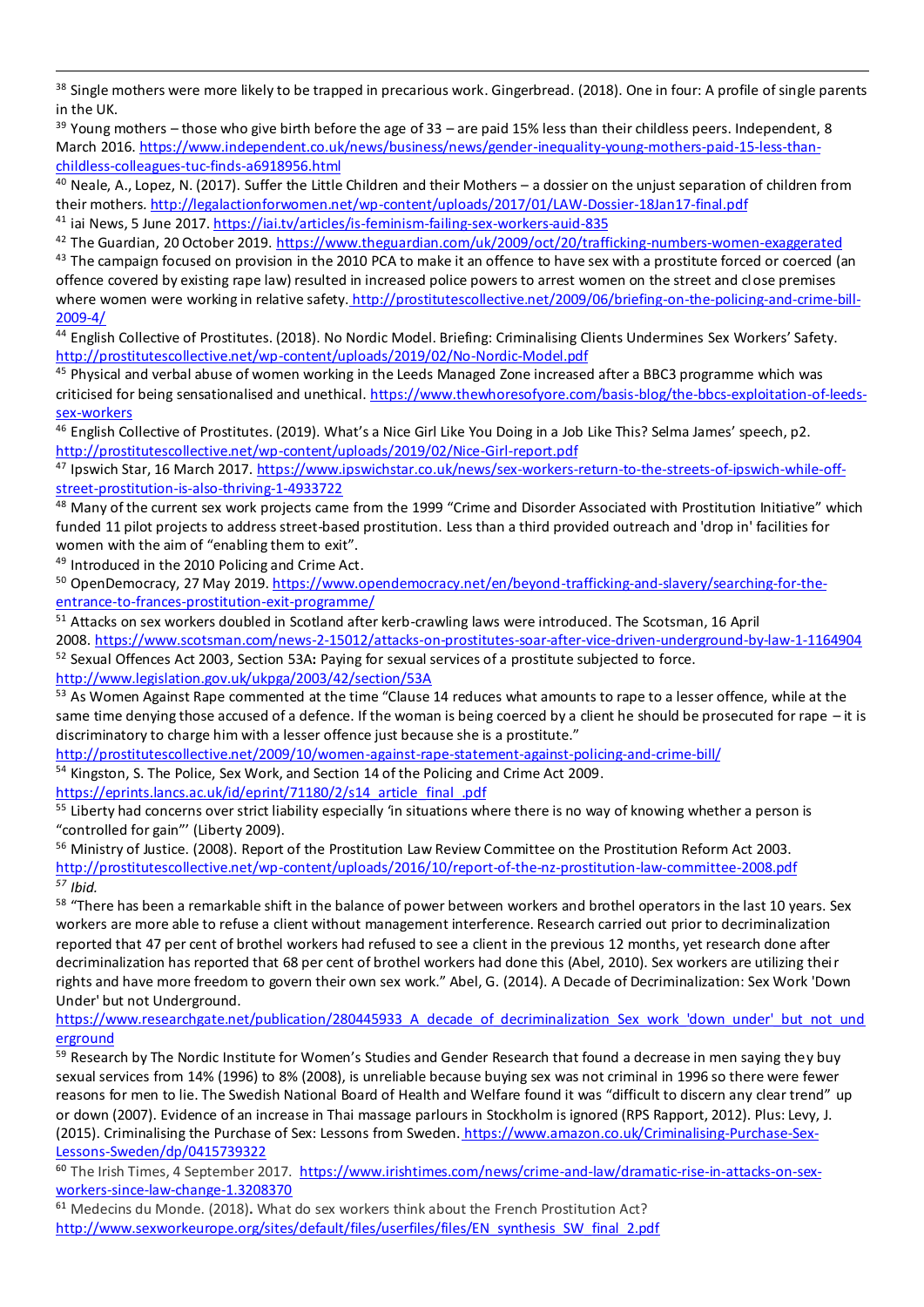[38] Single mothers were more likely to be trapped in precarious work. Gingerbread. (2018). One in four: A profile of single parents in the UK.

[39] Young mothers – those who give birth before the age of 33 – are paid 15% less than their childless peers. Independent, 8 March 2016. https://www.independent.co.uk/news/business/news/gender-inequality-young-mothers-paid-15-less-than-childless-colleagues-tuc-finds-a6918956.html

[40] Neale, A., Lopez, N. (2017). Suffer the Little Children and their Mothers – a dossier on the unjust separation of children from their mothers. http://legalactionforwomen.net/wp-content/uploads/2017/01/LAW-Dossier-18Jan17-final.pdf

[41] iai News, 5 June 2017. https://iai.tv/articles/is-feminism-failing-sex-workers-auid-835

[42] The Guardian, 20 October 2019. https://www.theguardian.com/uk/2009/oct/20/trafficking-numbers-women-exaggerated

[43] The campaign focused on provision in the 2010 PCA to make it an offence to have sex with a prostitute forced or coerced (an offence covered by existing rape law) resulted in increased police powers to arrest women on the street and close premises where women were working in relative safety. http://prostitutescollective.net/2009/06/briefing-on-the-policing-and-crime-bill-2009-4/

[44] English Collective of Prostitutes. (2018). No Nordic Model. Briefing: Criminalising Clients Undermines Sex Workers' Safety. http://prostitutescollective.net/wp-content/uploads/2019/02/No-Nordic-Model.pdf

[45] Physical and verbal abuse of women working in the Leeds Managed Zone increased after a BBC3 programme which was criticised for being sensationalised and unethical. https://www.thewhoresofyore.com/basis-blog/the-bbcs-exploitation-of-leeds-sex-workers

[46] English Collective of Prostitutes. (2019). What's a Nice Girl Like You Doing in a Job Like This? Selma James' speech, p2. http://prostitutescollective.net/wp-content/uploads/2019/02/Nice-Girl-report.pdf

[47] Ipswich Star, 16 March 2017. https://www.ipswichstar.co.uk/news/sex-workers-return-to-the-streets-of-ipswich-while-off-street-prostitution-is-also-thriving-1-4933722

[48] Many of the current sex work projects came from the 1999 "Crime and Disorder Associated with Prostitution Initiative" which funded 11 pilot projects to address street-based prostitution. Less than a third provided outreach and 'drop in' facilities for women with the aim of "enabling them to exit".

[49] Introduced in the 2010 Policing and Crime Act.

[50] OpenDemocracy, 27 May 2019. https://www.opendemocracy.net/en/beyond-trafficking-and-slavery/searching-for-the-entrance-to-frances-prostitution-exit-programme/

[51] Attacks on sex workers doubled in Scotland after kerb-crawling laws were introduced. The Scotsman, 16 April 2008. https://www.scotsman.com/news-2-15012/attacks-on-prostitutes-soar-after-vice-driven-underground-by-law-1-1164904

[52] Sexual Offences Act 2003, Section 53A**:** Paying for sexual services of a prostitute subjected to force. http://www.legislation.gov.uk/ukpga/2003/42/section/53A

[53] As Women Against Rape commented at the time "Clause 14 reduces what amounts to rape to a lesser offence, while at the same time denying those accused of a defence. If the woman is being coerced by a client he should be prosecuted for rape – it is discriminatory to charge him with a lesser offence just because she is a prostitute." http://prostitutescollective.net/2009/10/women-against-rape-statement-against-policing-and-crime-bill/

[54] Kingston, S. The Police, Sex Work, and Section 14 of the Policing and Crime Act 2009. https://eprints.lancs.ac.uk/id/eprint/71180/2/s14_article_final_.pdf

[55] Liberty had concerns over strict liability especially 'in situations where there is no way of knowing whether a person is "controlled for gain"' (Liberty 2009).

[56] Ministry of Justice. (2008). Report of the Prostitution Law Review Committee on the Prostitution Reform Act 2003. http://prostitutescollective.net/wp-content/uploads/2016/10/report-of-the-nz-prostitution-law-committee-2008.pdf

[57] *Ibid.*

[58] "There has been a remarkable shift in the balance of power between workers and brothel operators in the last 10 years. Sex workers are more able to refuse a client without management interference. Research carried out prior to decriminalization reported that 47 per cent of brothel workers had refused to see a client in the previous 12 months, yet research done after decriminalization has reported that 68 per cent of brothel workers had done this (Abel, 2010). Sex workers are utilizing their rights and have more freedom to govern their own sex work." Abel, G. (2014). A Decade of Decriminalization: Sex Work 'Down Under' but not Underground. https://www.researchgate.net/publication/280445933_A_decade_of_decriminalization_Sex_work_'down_under'_but_not_underground

[59] Research by The Nordic Institute for Women's Studies and Gender Research that found a decrease in men saying they buy sexual services from 14% (1996) to 8% (2008), is unreliable because buying sex was not criminal in 1996 so there were fewer reasons for men to lie. The Swedish National Board of Health and Welfare found it was "difficult to discern any clear trend" up or down (2007). Evidence of an increase in Thai massage parlours in Stockholm is ignored (RPS Rapport, 2012). Plus: Levy, J. (2015). Criminalising the Purchase of Sex: Lessons from Sweden. https://www.amazon.co.uk/Criminalising-Purchase-Sex-Lessons-Sweden/dp/0415739322

[60] The Irish Times, 4 September 2017. https://www.irishtimes.com/news/crime-and-law/dramatic-rise-in-attacks-on-sex-workers-since-law-change-1.3208370

[61] Medecins du Monde. (2018). What do sex workers think about the French Prostitution Act? http://www.sexworkeurope.org/sites/default/files/userfiles/files/EN_synthesis_SW_final_2.pdf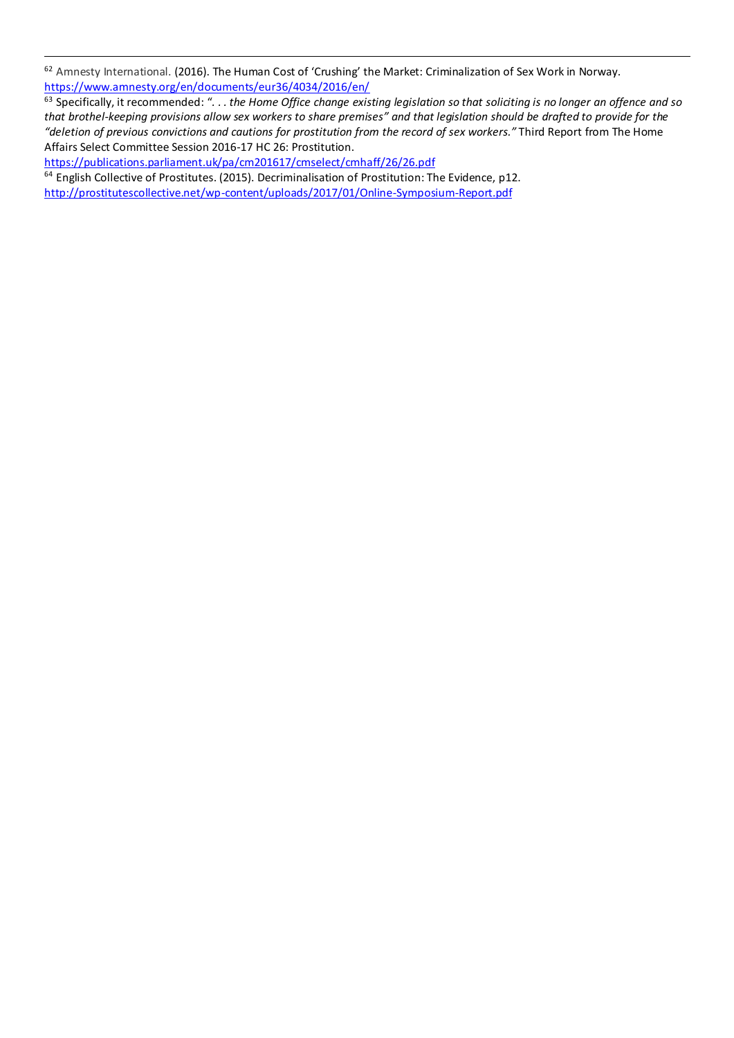[62] Amnesty International. (2016). The Human Cost of 'Crushing' the Market: Criminalization of Sex Work in Norway. https://www.amnesty.org/en/documents/eur36/4034/2016/en/

[63] Specifically, it recommended: *". . . the Home Office change existing legislation so that soliciting is no longer an offence and so that brothel-keeping provisions allow sex workers to share premises" and that legislation should be drafted to provide for the "deletion of previous convictions and cautions for prostitution from the record of sex workers."* Third Report from The Home Affairs Select Committee Session 2016-17 HC 26: Prostitution. https://publications.parliament.uk/pa/cm201617/cmselect/cmhaff/26/26.pdf

[64] English Collective of Prostitutes. (2015). Decriminalisation of Prostitution: The Evidence, p12. http://prostitutescollective.net/wp-content/uploads/2017/01/Online-Symposium-Report.pdf